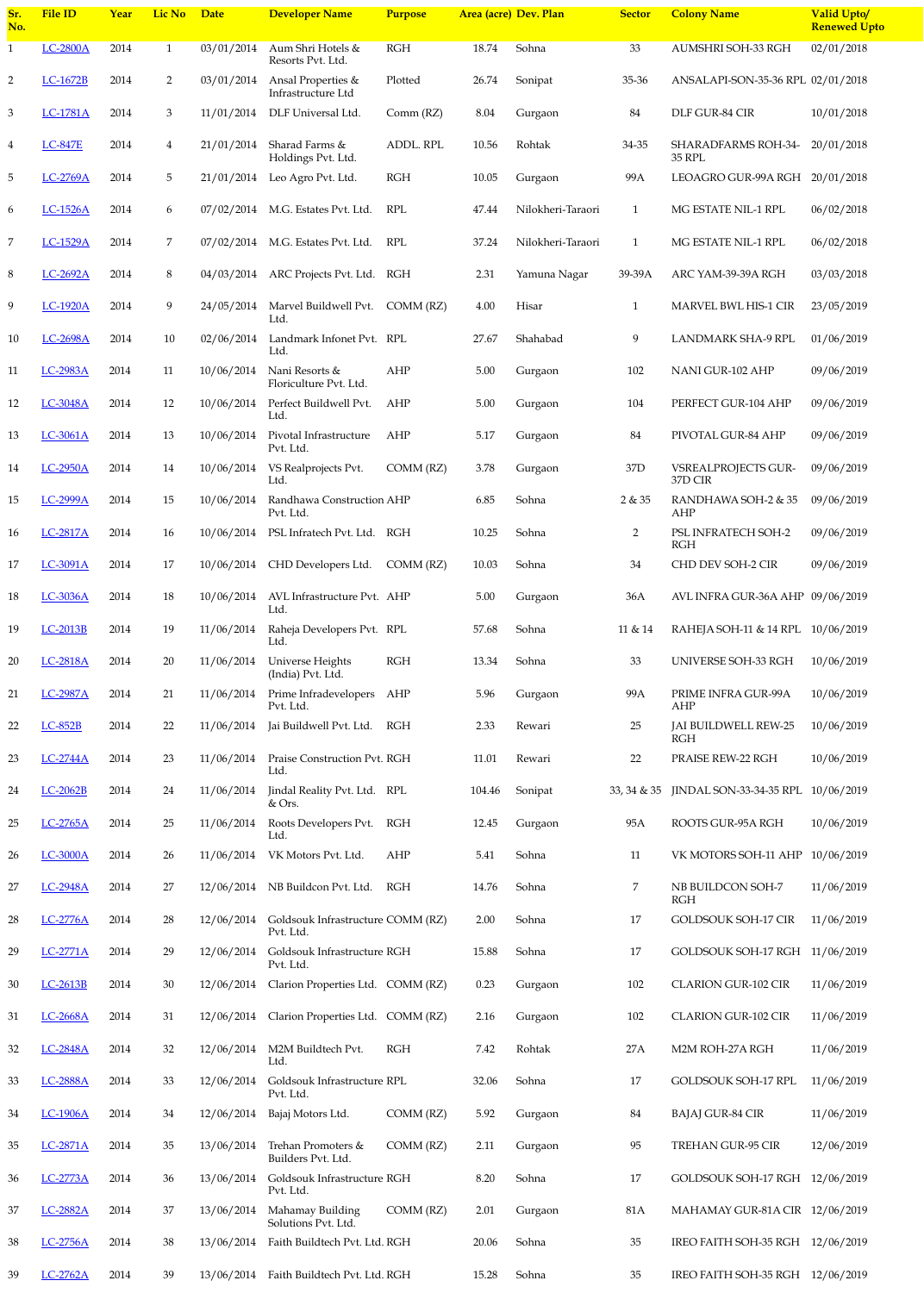| Sr. No. | File ID | Year | Lic No | Date | Developer Name | Purpose | Area (acre) | Dev. Plan | Sector | Colony Name | Valid Upto/ Renewed Upto |
|---|---|---|---|---|---|---|---|---|---|---|---|
| 1 | LC-2800A | 2014 | 1 | 03/01/2014 | Aum Shri Hotels & Resorts Pvt. Ltd. | RGH | 18.74 | Sohna | 33 | AUMSHRI SOH-33 RGH | 02/01/2018 |
| 2 | LC-1672B | 2014 | 2 | 03/01/2014 | Ansal Properties & Infrastructure Ltd | Plotted | 26.74 | Sonipat | 35-36 | ANSALAPI-SON-35-36 RPL | 02/01/2018 |
| 3 | LC-1781A | 2014 | 3 | 11/01/2014 | DLF Universal Ltd. | Comm (RZ) | 8.04 | Gurgaon | 84 | DLF GUR-84 CIR | 10/01/2018 |
| 4 | LC-847E | 2014 | 4 | 21/01/2014 | Sharad Farms & Holdings Pvt. Ltd. | ADDL. RPL | 10.56 | Rohtak | 34-35 | SHARADFARMS ROH-34-35 RPL | 20/01/2018 |
| 5 | LC-2769A | 2014 | 5 | 21/01/2014 | Leo Agro Pvt. Ltd. | RGH | 10.05 | Gurgaon | 99A | LEOAGRO GUR-99A RGH | 20/01/2018 |
| 6 | LC-1526A | 2014 | 6 | 07/02/2014 | M.G. Estates Pvt. Ltd. | RPL | 47.44 | Nilokheri-Taraori | 1 | MG ESTATE NIL-1 RPL | 06/02/2018 |
| 7 | LC-1529A | 2014 | 7 | 07/02/2014 | M.G. Estates Pvt. Ltd. | RPL | 37.24 | Nilokheri-Taraori | 1 | MG ESTATE NIL-1 RPL | 06/02/2018 |
| 8 | LC-2692A | 2014 | 8 | 04/03/2014 | ARC Projects Pvt. Ltd. | RGH | 2.31 | Yamuna Nagar | 39-39A | ARC YAM-39-39A RGH | 03/03/2018 |
| 9 | LC-1920A | 2014 | 9 | 24/05/2014 | Marvel Buildwell Pvt. Ltd. | COMM (RZ) | 4.00 | Hisar | 1 | MARVEL BWL HIS-1 CIR | 23/05/2019 |
| 10 | LC-2698A | 2014 | 10 | 02/06/2014 | Landmark Infonet Pvt. Ltd. | RPL | 27.67 | Shahabad | 9 | LANDMARK SHA-9 RPL | 01/06/2019 |
| 11 | LC-2983A | 2014 | 11 | 10/06/2014 | Nani Resorts & Floriculture Pvt. Ltd. | AHP | 5.00 | Gurgaon | 102 | NANI GUR-102 AHP | 09/06/2019 |
| 12 | LC-3048A | 2014 | 12 | 10/06/2014 | Perfect Buildwell Pvt. Ltd. | AHP | 5.00 | Gurgaon | 104 | PERFECT GUR-104 AHP | 09/06/2019 |
| 13 | LC-3061A | 2014 | 13 | 10/06/2014 | Pivotal Infrastructure Pvt. Ltd. | AHP | 5.17 | Gurgaon | 84 | PIVOTAL GUR-84 AHP | 09/06/2019 |
| 14 | LC-2950A | 2014 | 14 | 10/06/2014 | VS Realprojects Pvt. Ltd. | COMM (RZ) | 3.78 | Gurgaon | 37D | VSREALPROJECTS GUR-37D CIR | 09/06/2019 |
| 15 | LC-2999A | 2014 | 15 | 10/06/2014 | Randhawa Construction Pvt. Ltd. | AHP | 6.85 | Sohna | 2 & 35 | RANDHAWA SOH-2 & 35 AHP | 09/06/2019 |
| 16 | LC-2817A | 2014 | 16 | 10/06/2014 | PSL Infratech Pvt. Ltd. | RGH | 10.25 | Sohna | 2 | PSL INFRATECH SOH-2 RGH | 09/06/2019 |
| 17 | LC-3091A | 2014 | 17 | 10/06/2014 | CHD Developers Ltd. | COMM (RZ) | 10.03 | Sohna | 34 | CHD DEV SOH-2 CIR | 09/06/2019 |
| 18 | LC-3036A | 2014 | 18 | 10/06/2014 | AVL Infrastructure Pvt. Ltd. | AHP | 5.00 | Gurgaon | 36A | AVL INFRA GUR-36A AHP | 09/06/2019 |
| 19 | LC-2013B | 2014 | 19 | 11/06/2014 | Raheja Developers Pvt. Ltd. | RPL | 57.68 | Sohna | 11 & 14 | RAHEJA SOH-11 & 14 RPL | 10/06/2019 |
| 20 | LC-2818A | 2014 | 20 | 11/06/2014 | Universe Heights (India) Pvt. Ltd. | RGH | 13.34 | Sohna | 33 | UNIVERSE SOH-33 RGH | 10/06/2019 |
| 21 | LC-2987A | 2014 | 21 | 11/06/2014 | Prime Infradevelopers Pvt. Ltd. | AHP | 5.96 | Gurgaon | 99A | PRIME INFRA GUR-99A AHP | 10/06/2019 |
| 22 | LC-852B | 2014 | 22 | 11/06/2014 | Jai Buildwell Pvt. Ltd. | RGH | 2.33 | Rewari | 25 | JAI BUILDWELL REW-25 RGH | 10/06/2019 |
| 23 | LC-2744A | 2014 | 23 | 11/06/2014 | Praise Construction Pvt. Ltd. | RGH | 11.01 | Rewari | 22 | PRAISE REW-22 RGH | 10/06/2019 |
| 24 | LC-2062B | 2014 | 24 | 11/06/2014 | Jindal Reality Pvt. Ltd. & Ors. | RPL | 104.46 | Sonipat | 33, 34 & 35 | JINDAL SON-33-34-35 RPL | 10/06/2019 |
| 25 | LC-2765A | 2014 | 25 | 11/06/2014 | Roots Developers Pvt. Ltd. | RGH | 12.45 | Gurgaon | 95A | ROOTS GUR-95A RGH | 10/06/2019 |
| 26 | LC-3000A | 2014 | 26 | 11/06/2014 | VK Motors Pvt. Ltd. | AHP | 5.41 | Sohna | 11 | VK MOTORS SOH-11 AHP | 10/06/2019 |
| 27 | LC-2948A | 2014 | 27 | 12/06/2014 | NB Buildcon Pvt. Ltd. | RGH | 14.76 | Sohna | 7 | NB BUILDCON SOH-7 RGH | 11/06/2019 |
| 28 | LC-2776A | 2014 | 28 | 12/06/2014 | Goldsouk Infrastructure Pvt. Ltd. | COMM (RZ) | 2.00 | Sohna | 17 | GOLDSOUK SOH-17 CIR | 11/06/2019 |
| 29 | LC-2771A | 2014 | 29 | 12/06/2014 | Goldsouk Infrastructure Pvt. Ltd. | RGH | 15.88 | Sohna | 17 | GOLDSOUK SOH-17 RGH | 11/06/2019 |
| 30 | LC-2613B | 2014 | 30 | 12/06/2014 | Clarion Properties Ltd. | COMM (RZ) | 0.23 | Gurgaon | 102 | CLARION GUR-102 CIR | 11/06/2019 |
| 31 | LC-2668A | 2014 | 31 | 12/06/2014 | Clarion Properties Ltd. | COMM (RZ) | 2.16 | Gurgaon | 102 | CLARION GUR-102 CIR | 11/06/2019 |
| 32 | LC-2848A | 2014 | 32 | 12/06/2014 | M2M Buildtech Pvt. Ltd. | RGH | 7.42 | Rohtak | 27A | M2M ROH-27A RGH | 11/06/2019 |
| 33 | LC-2888A | 2014 | 33 | 12/06/2014 | Goldsouk Infrastructure Pvt. Ltd. | RPL | 32.06 | Sohna | 17 | GOLDSOUK SOH-17 RPL | 11/06/2019 |
| 34 | LC-1906A | 2014 | 34 | 12/06/2014 | Bajaj Motors Ltd. | COMM (RZ) | 5.92 | Gurgaon | 84 | BAJAJ GUR-84 CIR | 11/06/2019 |
| 35 | LC-2871A | 2014 | 35 | 13/06/2014 | Trehan Promoters & Builders Pvt. Ltd. | COMM (RZ) | 2.11 | Gurgaon | 95 | TREHAN GUR-95 CIR | 12/06/2019 |
| 36 | LC-2773A | 2014 | 36 | 13/06/2014 | Goldsouk Infrastructure Pvt. Ltd. | RGH | 8.20 | Sohna | 17 | GOLDSOUK SOH-17 RGH | 12/06/2019 |
| 37 | LC-2882A | 2014 | 37 | 13/06/2014 | Mahamay Building Solutions Pvt. Ltd. | COMM (RZ) | 2.01 | Gurgaon | 81A | MAHAMAY GUR-81A CIR | 12/06/2019 |
| 38 | LC-2756A | 2014 | 38 | 13/06/2014 | Faith Buildtech Pvt. Ltd. | RGH | 20.06 | Sohna | 35 | IREO FAITH SOH-35 RGH | 12/06/2019 |
| 39 | LC-2762A | 2014 | 39 | 13/06/2014 | Faith Buildtech Pvt. Ltd. | RGH | 15.28 | Sohna | 35 | IREO FAITH SOH-35 RGH | 12/06/2019 |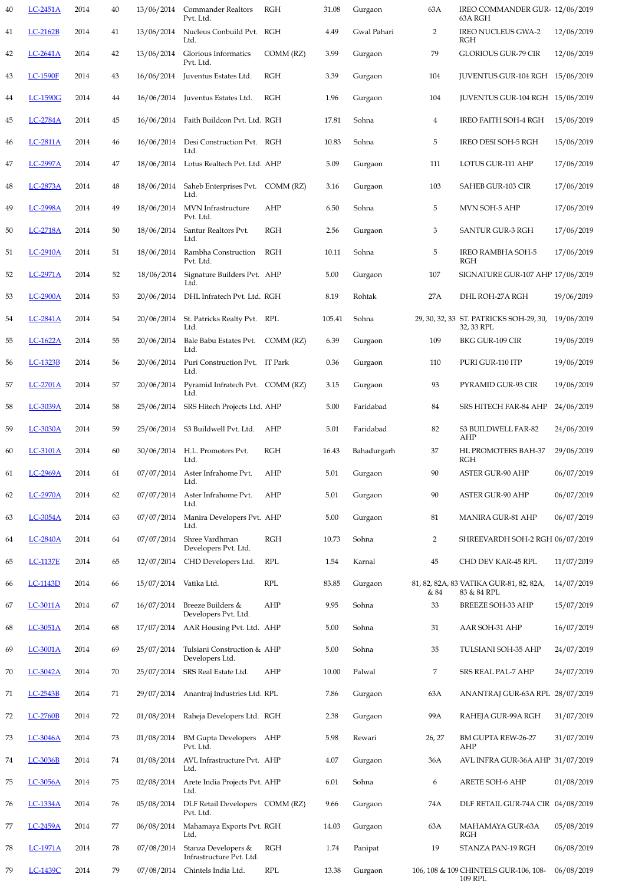| 40 | LC-2451A | 2014 | 40 | 13/06/2014 | Commander Realtors Pvt. Ltd. | RGH | 31.08 | Gurgaon | 63A | IREO COMMANDER GUR-63A RGH | 12/06/2019 |
|---|---|---|---|---|---|---|---|---|---|---|---|
| 41 | LC-2162B | 2014 | 41 | 13/06/2014 | Nucleus Conbuild Pvt. Ltd. | RGH | 4.49 | Gwal Pahari | 2 | IREO NUCLEUS GWA-2 RGH | 12/06/2019 |
| 42 | LC-2641A | 2014 | 42 | 13/06/2014 | Glorious Informatics Pvt. Ltd. | COMM (RZ) | 3.99 | Gurgaon | 79 | GLORIOUS GUR-79 CIR | 12/06/2019 |
| 43 | LC-1590F | 2014 | 43 | 16/06/2014 | Juventus Estates Ltd. | RGH | 3.39 | Gurgaon | 104 | JUVENTUS GUR-104 RGH | 15/06/2019 |
| 44 | LC-1590G | 2014 | 44 | 16/06/2014 | Juventus Estates Ltd. | RGH | 1.96 | Gurgaon | 104 | JUVENTUS GUR-104 RGH | 15/06/2019 |
| 45 | LC-2784A | 2014 | 45 | 16/06/2014 | Faith Buildcon Pvt. Ltd. | RGH | 17.81 | Sohna | 4 | IREO FAITH SOH-4 RGH | 15/06/2019 |
| 46 | LC-2811A | 2014 | 46 | 16/06/2014 | Desi Construction Pvt. Ltd. | RGH | 10.83 | Sohna | 5 | IREO DESI SOH-5 RGH | 15/06/2019 |
| 47 | LC-2997A | 2014 | 47 | 18/06/2014 | Lotus Realtech Pvt. Ltd. | AHP | 5.09 | Gurgaon | 111 | LOTUS GUR-111 AHP | 17/06/2019 |
| 48 | LC-2873A | 2014 | 48 | 18/06/2014 | Saheb Enterprises Pvt. Ltd. | COMM (RZ) | 3.16 | Gurgaon | 103 | SAHEB GUR-103 CIR | 17/06/2019 |
| 49 | LC-2998A | 2014 | 49 | 18/06/2014 | MVN Infrastructure Pvt. Ltd. | AHP | 6.50 | Sohna | 5 | MVN SOH-5 AHP | 17/06/2019 |
| 50 | LC-2718A | 2014 | 50 | 18/06/2014 | Santur Realtors Pvt. Ltd. | RGH | 2.56 | Gurgaon | 3 | SANTUR GUR-3 RGH | 17/06/2019 |
| 51 | LC-2910A | 2014 | 51 | 18/06/2014 | Rambha Construction Pvt. Ltd. | RGH | 10.11 | Sohna | 5 | IREO RAMBHA SOH-5 RGH | 17/06/2019 |
| 52 | LC-2971A | 2014 | 52 | 18/06/2014 | Signature Builders Pvt. Ltd. | AHP | 5.00 | Gurgaon | 107 | SIGNATURE GUR-107 AHP | 17/06/2019 |
| 53 | LC-2900A | 2014 | 53 | 20/06/2014 | DHL Infratech Pvt. Ltd. | RGH | 8.19 | Rohtak | 27A | DHL ROH-27A RGH | 19/06/2019 |
| 54 | LC-2841A | 2014 | 54 | 20/06/2014 | St. Patricks Realty Pvt. Ltd. | RPL | 105.41 | Sohna | 29, 30, 32, 33 | ST. PATRICKS SOH-29, 30, 32, 33 RPL | 19/06/2019 |
| 55 | LC-1622A | 2014 | 55 | 20/06/2014 | Bale Babu Estates Pvt. Ltd. | COMM (RZ) | 6.39 | Gurgaon | 109 | BKG GUR-109 CIR | 19/06/2019 |
| 56 | LC-1323B | 2014 | 56 | 20/06/2014 | Puri Construction Pvt. Ltd. | IT Park | 0.36 | Gurgaon | 110 | PURI GUR-110 ITP | 19/06/2019 |
| 57 | LC-2701A | 2014 | 57 | 20/06/2014 | Pyramid Infratech Pvt. Ltd. | COMM (RZ) | 3.15 | Gurgaon | 93 | PYRAMID GUR-93 CIR | 19/06/2019 |
| 58 | LC-3039A | 2014 | 58 | 25/06/2014 | SRS Hitech Projects Ltd. | AHP | 5.00 | Faridabad | 84 | SRS HITECH FAR-84 AHP | 24/06/2019 |
| 59 | LC-3030A | 2014 | 59 | 25/06/2014 | S3 Buildwell Pvt. Ltd. | AHP | 5.01 | Faridabad | 82 | S3 BUILDWELL FAR-82 AHP | 24/06/2019 |
| 60 | LC-3101A | 2014 | 60 | 30/06/2014 | H.L. Promoters Pvt. Ltd. | RGH | 16.43 | Bahadurgarh | 37 | HL PROMOTERS BAH-37 RGH | 29/06/2019 |
| 61 | LC-2969A | 2014 | 61 | 07/07/2014 | Aster Infrahome Pvt. Ltd. | AHP | 5.01 | Gurgaon | 90 | ASTER GUR-90 AHP | 06/07/2019 |
| 62 | LC-2970A | 2014 | 62 | 07/07/2014 | Aster Infrahome Pvt. Ltd. | AHP | 5.01 | Gurgaon | 90 | ASTER GUR-90 AHP | 06/07/2019 |
| 63 | LC-3054A | 2014 | 63 | 07/07/2014 | Manira Developers Pvt. Ltd. | AHP | 5.00 | Gurgaon | 81 | MANIRA GUR-81 AHP | 06/07/2019 |
| 64 | LC-2840A | 2014 | 64 | 07/07/2014 | Shree Vardhman Developers Pvt. Ltd. | RGH | 10.73 | Sohna | 2 | SHREEVARDH SOH-2 RGH | 06/07/2019 |
| 65 | LC-1137E | 2014 | 65 | 12/07/2014 | CHD Developers Ltd. | RPL | 1.54 | Karnal | 45 | CHD DEV KAR-45 RPL | 11/07/2019 |
| 66 | LC-1143D | 2014 | 66 | 15/07/2014 | Vatika Ltd. | RPL | 83.85 | Gurgaon | 81, 82, 82A, 83 & 84 | VATIKA GUR-81, 82, 82A, 83 & 84 RPL | 14/07/2019 |
| 67 | LC-3011A | 2014 | 67 | 16/07/2014 | Breeze Builders & Developers Pvt. Ltd. | AHP | 9.95 | Sohna | 33 | BREEZE SOH-33 AHP | 15/07/2019 |
| 68 | LC-3051A | 2014 | 68 | 17/07/2014 | AAR Housing Pvt. Ltd. | AHP | 5.00 | Sohna | 31 | AAR SOH-31 AHP | 16/07/2019 |
| 69 | LC-3001A | 2014 | 69 | 25/07/2014 | Tulsiani Construction & Developers Ltd. | AHP | 5.00 | Sohna | 35 | TULSIANI SOH-35 AHP | 24/07/2019 |
| 70 | LC-3042A | 2014 | 70 | 25/07/2014 | SRS Real Estate Ltd. | AHP | 10.00 | Palwal | 7 | SRS REAL PAL-7 AHP | 24/07/2019 |
| 71 | LC-2543B | 2014 | 71 | 29/07/2014 | Anantraj Industries Ltd. | RPL | 7.86 | Gurgaon | 63A | ANANTRAJ GUR-63A RPL | 28/07/2019 |
| 72 | LC-2760B | 2014 | 72 | 01/08/2014 | Raheja Developers Ltd. | RGH | 2.38 | Gurgaon | 99A | RAHEJA GUR-99A RGH | 31/07/2019 |
| 73 | LC-3046A | 2014 | 73 | 01/08/2014 | BM Gupta Developers Pvt. Ltd. | AHP | 5.98 | Rewari | 26, 27 | BM GUPTA REW-26-27 AHP | 31/07/2019 |
| 74 | LC-3036B | 2014 | 74 | 01/08/2014 | AVL Infrastructure Pvt. Ltd. | AHP | 4.07 | Gurgaon | 36A | AVL INFRA GUR-36A AHP | 31/07/2019 |
| 75 | LC-3056A | 2014 | 75 | 02/08/2014 | Arete India Projects Pvt. Ltd. | AHP | 6.01 | Sohna | 6 | ARETE SOH-6 AHP | 01/08/2019 |
| 76 | LC-1334A | 2014 | 76 | 05/08/2014 | DLF Retail Developers Pvt. Ltd. | COMM (RZ) | 9.66 | Gurgaon | 74A | DLF RETAIL GUR-74A CIR | 04/08/2019 |
| 77 | LC-2459A | 2014 | 77 | 06/08/2014 | Mahamaya Exports Pvt. Ltd. | RGH | 14.03 | Gurgaon | 63A | MAHAMAYA GUR-63A RGH | 05/08/2019 |
| 78 | LC-1971A | 2014 | 78 | 07/08/2014 | Stanza Developers & Infrastructure Pvt. Ltd. | RGH | 1.74 | Panipat | 19 | STANZA PAN-19 RGH | 06/08/2019 |
| 79 | LC-1439C | 2014 | 79 | 07/08/2014 | Chintels India Ltd. | RPL | 13.38 | Gurgaon | 106, 108 & 109 | CHINTELS GUR-106, 108-109 RPL | 06/08/2019 |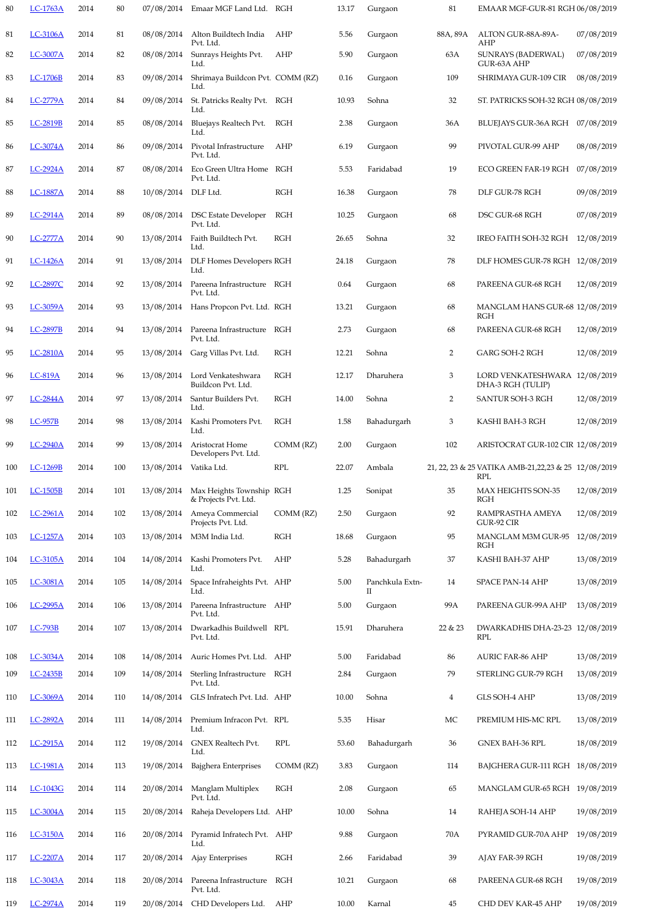| 80 | LC-1763A | 2014 | 80 | 07/08/2014 | Emaar MGF Land Ltd. | RGH | 13.17 | Gurgaon | 81 | EMAAR MGF-GUR-81 RGH | 06/08/2019 |
|---|---|---|---|---|---|---|---|---|---|---|---|
| 81 | LC-3106A | 2014 | 81 | 08/08/2014 | Alton Buildtech India Pvt. Ltd. | AHP | 5.56 | Gurgaon | 88A, 89A | ALTON GUR-88A-89A-AHP | 07/08/2019 |
| 82 | LC-3007A | 2014 | 82 | 08/08/2014 | Sunrays Heights Pvt. Ltd. | AHP | 5.90 | Gurgaon | 63A | SUNRAYS (BADERWAL) GUR-63A AHP | 07/08/2019 |
| 83 | LC-1706B | 2014 | 83 | 09/08/2014 | Shrimaya Buildcon Pvt. Ltd. | COMM (RZ) | 0.16 | Gurgaon | 109 | SHRIMAYA GUR-109 CIR | 08/08/2019 |
| 84 | LC-2779A | 2014 | 84 | 09/08/2014 | St. Patricks Realty Pvt. Ltd. | RGH | 10.93 | Sohna | 32 | ST. PATRICKS SOH-32 RGH | 08/08/2019 |
| 85 | LC-2819B | 2014 | 85 | 08/08/2014 | Bluejays Realtech Pvt. Ltd. | RGH | 2.38 | Gurgaon | 36A | BLUEJAYS GUR-36A RGH | 07/08/2019 |
| 86 | LC-3074A | 2014 | 86 | 09/08/2014 | Pivotal Infrastructure Pvt. Ltd. | AHP | 6.19 | Gurgaon | 99 | PIVOTAL GUR-99 AHP | 08/08/2019 |
| 87 | LC-2924A | 2014 | 87 | 08/08/2014 | Eco Green Ultra Home Pvt. Ltd. | RGH | 5.53 | Faridabad | 19 | ECO GREEN FAR-19 RGH | 07/08/2019 |
| 88 | LC-1887A | 2014 | 88 | 10/08/2014 | DLF Ltd. | RGH | 16.38 | Gurgaon | 78 | DLF GUR-78 RGH | 09/08/2019 |
| 89 | LC-2914A | 2014 | 89 | 08/08/2014 | DSC Estate Developer Pvt. Ltd. | RGH | 10.25 | Gurgaon | 68 | DSC GUR-68 RGH | 07/08/2019 |
| 90 | LC-2777A | 2014 | 90 | 13/08/2014 | Faith Buildtech Pvt. Ltd. | RGH | 26.65 | Sohna | 32 | IREO FAITH SOH-32 RGH | 12/08/2019 |
| 91 | LC-1426A | 2014 | 91 | 13/08/2014 | DLF Homes Developers Ltd. | RGH | 24.18 | Gurgaon | 78 | DLF HOMES GUR-78 RGH | 12/08/2019 |
| 92 | LC-2897C | 2014 | 92 | 13/08/2014 | Pareena Infrastructure Pvt. Ltd. | RGH | 0.64 | Gurgaon | 68 | PAREENA GUR-68 RGH | 12/08/2019 |
| 93 | LC-3059A | 2014 | 93 | 13/08/2014 | Hans Propcon Pvt. Ltd. | RGH | 13.21 | Gurgaon | 68 | MANGLAM HANS GUR-68 RGH | 12/08/2019 |
| 94 | LC-2897B | 2014 | 94 | 13/08/2014 | Pareena Infrastructure Pvt. Ltd. | RGH | 2.73 | Gurgaon | 68 | PAREENA GUR-68 RGH | 12/08/2019 |
| 95 | LC-2810A | 2014 | 95 | 13/08/2014 | Garg Villas Pvt. Ltd. | RGH | 12.21 | Sohna | 2 | GARG SOH-2 RGH | 12/08/2019 |
| 96 | LC-819A | 2014 | 96 | 13/08/2014 | Lord Venkateshwara Buildcon Pvt. Ltd. | RGH | 12.17 | Dharuhera | 3 | LORD VENKATESHWARA DHA-3 RGH (TULIP) | 12/08/2019 |
| 97 | LC-2844A | 2014 | 97 | 13/08/2014 | Santur Builders Pvt. Ltd. | RGH | 14.00 | Sohna | 2 | SANTUR SOH-3 RGH | 12/08/2019 |
| 98 | LC-957B | 2014 | 98 | 13/08/2014 | Kashi Promoters Pvt. Ltd. | RGH | 1.58 | Bahadurgarh | 3 | KASHI BAH-3 RGH | 12/08/2019 |
| 99 | LC-2940A | 2014 | 99 | 13/08/2014 | Aristocrat Home Developers Pvt. Ltd. | COMM (RZ) | 2.00 | Gurgaon | 102 | ARISTOCRAT GUR-102 CIR | 12/08/2019 |
| 100 | LC-1269B | 2014 | 100 | 13/08/2014 | Vatika Ltd. | RPL | 22.07 | Ambala | 21, 22, 23 & 25 | VATIKA AMB-21,22,23 & 25 RPL | 12/08/2019 |
| 101 | LC-1505B | 2014 | 101 | 13/08/2014 | Max Heights Township & Projects Pvt. Ltd. | RGH | 1.25 | Sonipat | 35 | MAX HEIGHTS SON-35 RGH | 12/08/2019 |
| 102 | LC-2961A | 2014 | 102 | 13/08/2014 | Ameya Commercial Projects Pvt. Ltd. | COMM (RZ) | 2.50 | Gurgaon | 92 | RAMPRASTHA AMEYA GUR-92 CIR | 12/08/2019 |
| 103 | LC-1257A | 2014 | 103 | 13/08/2014 | M3M India Ltd. | RGH | 18.68 | Gurgaon | 95 | MANGLAM M3M GUR-95 RGH | 12/08/2019 |
| 104 | LC-3105A | 2014 | 104 | 14/08/2014 | Kashi Promoters Pvt. Ltd. | AHP | 5.28 | Bahadurgarh | 37 | KASHI BAH-37 AHP | 13/08/2019 |
| 105 | LC-3081A | 2014 | 105 | 14/08/2014 | Space Infraheights Pvt. Ltd. | AHP | 5.00 | Panchkula Extn-II | 14 | SPACE PAN-14 AHP | 13/08/2019 |
| 106 | LC-2995A | 2014 | 106 | 13/08/2014 | Pareena Infrastructure Pvt. Ltd. | AHP | 5.00 | Gurgaon | 99A | PAREENA GUR-99A AHP | 13/08/2019 |
| 107 | LC-793B | 2014 | 107 | 13/08/2014 | Dwarkadhis Buildwell Pvt. Ltd. | RPL | 15.91 | Dharuhera | 22 & 23 | DWARKADHIS DHA-23-23 RPL | 12/08/2019 |
| 108 | LC-3034A | 2014 | 108 | 14/08/2014 | Auric Homes Pvt. Ltd. | AHP | 5.00 | Faridabad | 86 | AURIC FAR-86 AHP | 13/08/2019 |
| 109 | LC-2435B | 2014 | 109 | 14/08/2014 | Sterling Infrastructure Pvt. Ltd. | RGH | 2.84 | Gurgaon | 79 | STERLING GUR-79 RGH | 13/08/2019 |
| 110 | LC-3069A | 2014 | 110 | 14/08/2014 | GLS Infratech Pvt. Ltd. | AHP | 10.00 | Sohna | 4 | GLS SOH-4 AHP | 13/08/2019 |
| 111 | LC-2892A | 2014 | 111 | 14/08/2014 | Premium Infracon Pvt. Ltd. | RPL | 5.35 | Hisar | MC | PREMIUM HIS-MC RPL | 13/08/2019 |
| 112 | LC-2915A | 2014 | 112 | 19/08/2014 | GNEX Realtech Pvt. Ltd. | RPL | 53.60 | Bahadurgarh | 36 | GNEX BAH-36 RPL | 18/08/2019 |
| 113 | LC-1981A | 2014 | 113 | 19/08/2014 | Bajghera Enterprises | COMM (RZ) | 3.83 | Gurgaon | 114 | BAJGHERA GUR-111 RGH | 18/08/2019 |
| 114 | LC-1043G | 2014 | 114 | 20/08/2014 | Manglam Multiplex Pvt. Ltd. | RGH | 2.08 | Gurgaon | 65 | MANGLAM GUR-65 RGH | 19/08/2019 |
| 115 | LC-3004A | 2014 | 115 | 20/08/2014 | Raheja Developers Ltd. | AHP | 10.00 | Sohna | 14 | RAHEJA SOH-14 AHP | 19/08/2019 |
| 116 | LC-3150A | 2014 | 116 | 20/08/2014 | Pyramid Infratech Pvt. Ltd. | AHP | 9.88 | Gurgaon | 70A | PYRAMID GUR-70A AHP | 19/08/2019 |
| 117 | LC-2207A | 2014 | 117 | 20/08/2014 | Ajay Enterprises | RGH | 2.66 | Faridabad | 39 | AJAY FAR-39 RGH | 19/08/2019 |
| 118 | LC-3043A | 2014 | 118 | 20/08/2014 | Pareena Infrastructure Pvt. Ltd. | RGH | 10.21 | Gurgaon | 68 | PAREENA GUR-68 RGH | 19/08/2019 |
| 119 | LC-2974A | 2014 | 119 | 20/08/2014 | CHD Developers Ltd. | AHP | 10.00 | Karnal | 45 | CHD DEV KAR-45 AHP | 19/08/2019 |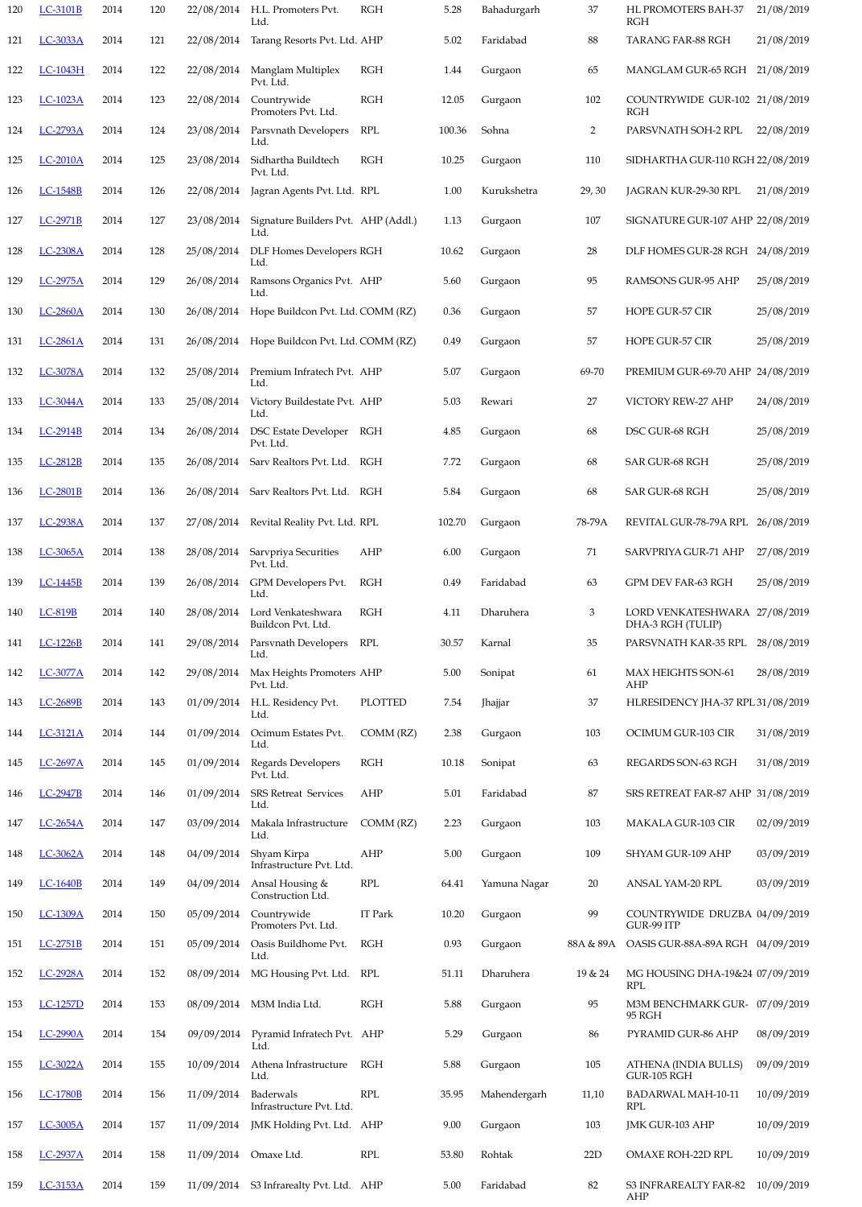| | | | | | | | | | | | |
|---|---|---|---|---|---|---|---|---|---|---|---|
| 120 | LC-3101B | 2014 | 120 | 22/08/2014 | H.L. Promoters Pvt. Ltd. | RGH | 5.28 | Bahadurgarh | 37 | HL PROMOTERS BAH-37 RGH | 21/08/2019 |
| 121 | LC-3033A | 2014 | 121 | 22/08/2014 | Tarang Resorts Pvt. Ltd. | AHP | 5.02 | Faridabad | 88 | TARANG FAR-88 RGH | 21/08/2019 |
| 122 | LC-1043H | 2014 | 122 | 22/08/2014 | Manglam Multiplex Pvt. Ltd. | RGH | 1.44 | Gurgaon | 65 | MANGLAM GUR-65 RGH | 21/08/2019 |
| 123 | LC-1023A | 2014 | 123 | 22/08/2014 | Countrywide Promoters Pvt. Ltd. | RGH | 12.05 | Gurgaon | 102 | COUNTRYWIDE GUR-102 RGH | 21/08/2019 |
| 124 | LC-2793A | 2014 | 124 | 23/08/2014 | Parsvnath Developers Ltd. | RPL | 100.36 | Sohna | 2 | PARSVNATH SOH-2 RPL | 22/08/2019 |
| 125 | LC-2010A | 2014 | 125 | 23/08/2014 | Sidhartha Buildtech Pvt. Ltd. | RGH | 10.25 | Gurgaon | 110 | SIDHARTHA GUR-110 RGH | 22/08/2019 |
| 126 | LC-1548B | 2014 | 126 | 22/08/2014 | Jagran Agents Pvt. Ltd. | RPL | 1.00 | Kurukshetra | 29, 30 | JAGRAN KUR-29-30 RPL | 21/08/2019 |
| 127 | LC-2971B | 2014 | 127 | 23/08/2014 | Signature Builders Pvt. Ltd. | AHP (Addl.) | 1.13 | Gurgaon | 107 | SIGNATURE GUR-107 AHP | 22/08/2019 |
| 128 | LC-2308A | 2014 | 128 | 25/08/2014 | DLF Homes Developers Ltd. | RGH | 10.62 | Gurgaon | 28 | DLF HOMES GUR-28 RGH | 24/08/2019 |
| 129 | LC-2975A | 2014 | 129 | 26/08/2014 | Ramsons Organics Pvt. Ltd. | AHP | 5.60 | Gurgaon | 95 | RAMSONS GUR-95 AHP | 25/08/2019 |
| 130 | LC-2860A | 2014 | 130 | 26/08/2014 | Hope Buildcon Pvt. Ltd. | COMM (RZ) | 0.36 | Gurgaon | 57 | HOPE GUR-57 CIR | 25/08/2019 |
| 131 | LC-2861A | 2014 | 131 | 26/08/2014 | Hope Buildcon Pvt. Ltd. | COMM (RZ) | 0.49 | Gurgaon | 57 | HOPE GUR-57 CIR | 25/08/2019 |
| 132 | LC-3078A | 2014 | 132 | 25/08/2014 | Premium Infratech Pvt. Ltd. | AHP | 5.07 | Gurgaon | 69-70 | PREMIUM GUR-69-70 AHP | 24/08/2019 |
| 133 | LC-3044A | 2014 | 133 | 25/08/2014 | Victory Buildestate Pvt. Ltd. | AHP | 5.03 | Rewari | 27 | VICTORY REW-27 AHP | 24/08/2019 |
| 134 | LC-2914B | 2014 | 134 | 26/08/2014 | DSC Estate Developer Pvt. Ltd. | RGH | 4.85 | Gurgaon | 68 | DSC GUR-68 RGH | 25/08/2019 |
| 135 | LC-2812B | 2014 | 135 | 26/08/2014 | Sarv Realtors Pvt. Ltd. | RGH | 7.72 | Gurgaon | 68 | SAR GUR-68 RGH | 25/08/2019 |
| 136 | LC-2801B | 2014 | 136 | 26/08/2014 | Sarv Realtors Pvt. Ltd. | RGH | 5.84 | Gurgaon | 68 | SAR GUR-68 RGH | 25/08/2019 |
| 137 | LC-2938A | 2014 | 137 | 27/08/2014 | Revital Reality Pvt. Ltd. | RPL | 102.70 | Gurgaon | 78-79A | REVITAL GUR-78-79A RPL | 26/08/2019 |
| 138 | LC-3065A | 2014 | 138 | 28/08/2014 | Sarvpriya Securities Pvt. Ltd. | AHP | 6.00 | Gurgaon | 71 | SARVPRIYA GUR-71 AHP | 27/08/2019 |
| 139 | LC-1445B | 2014 | 139 | 26/08/2014 | GPM Developers Pvt. Ltd. | RGH | 0.49 | Faridabad | 63 | GPM DEV FAR-63 RGH | 25/08/2019 |
| 140 | LC-819B | 2014 | 140 | 28/08/2014 | Lord Venkateshwara Buildcon Pvt. Ltd. | RGH | 4.11 | Dharuhera | 3 | LORD VENKATESHWARA DHA-3 RGH (TULIP) | 27/08/2019 |
| 141 | LC-1226B | 2014 | 141 | 29/08/2014 | Parsvnath Developers Ltd. | RPL | 30.57 | Karnal | 35 | PARSVNATH KAR-35 RPL | 28/08/2019 |
| 142 | LC-3077A | 2014 | 142 | 29/08/2014 | Max Heights Promoters Pvt. Ltd. | AHP | 5.00 | Sonipat | 61 | MAX HEIGHTS SON-61 AHP | 28/08/2019 |
| 143 | LC-2689B | 2014 | 143 | 01/09/2014 | H.L. Residency Pvt. Ltd. | PLOTTED | 7.54 | Jhajjar | 37 | HLRESIDENCY JHA-37 RPL | 31/08/2019 |
| 144 | LC-3121A | 2014 | 144 | 01/09/2014 | Ocimum Estates Pvt. Ltd. | COMM (RZ) | 2.38 | Gurgaon | 103 | OCIMUM GUR-103 CIR | 31/08/2019 |
| 145 | LC-2697A | 2014 | 145 | 01/09/2014 | Regards Developers Pvt. Ltd. | RGH | 10.18 | Sonipat | 63 | REGARDS SON-63 RGH | 31/08/2019 |
| 146 | LC-2947B | 2014 | 146 | 01/09/2014 | SRS Retreat Services Ltd. | AHP | 5.01 | Faridabad | 87 | SRS RETREAT FAR-87 AHP | 31/08/2019 |
| 147 | LC-2654A | 2014 | 147 | 03/09/2014 | Makala Infrastructure Ltd. | COMM (RZ) | 2.23 | Gurgaon | 103 | MAKALA GUR-103 CIR | 02/09/2019 |
| 148 | LC-3062A | 2014 | 148 | 04/09/2014 | Shyam Kirpa Infrastructure Pvt. Ltd. | AHP | 5.00 | Gurgaon | 109 | SHYAM GUR-109 AHP | 03/09/2019 |
| 149 | LC-1640B | 2014 | 149 | 04/09/2014 | Ansal Housing & Construction Ltd. | RPL | 64.41 | Yamuna Nagar | 20 | ANSAL YAM-20 RPL | 03/09/2019 |
| 150 | LC-1309A | 2014 | 150 | 05/09/2014 | Countrywide Promoters Pvt. Ltd. | IT Park | 10.20 | Gurgaon | 99 | COUNTRYWIDE DRUZBA GUR-99 ITP | 04/09/2019 |
| 151 | LC-2751B | 2014 | 151 | 05/09/2014 | Oasis Buildhome Pvt. Ltd. | RGH | 0.93 | Gurgaon | 88A & 89A | OASIS GUR-88A-89A RGH | 04/09/2019 |
| 152 | LC-2928A | 2014 | 152 | 08/09/2014 | MG Housing Pvt. Ltd. | RPL | 51.11 | Dharuhera | 19 & 24 | MG HOUSING DHA-19&24 RPL | 07/09/2019 |
| 153 | LC-1257D | 2014 | 153 | 08/09/2014 | M3M India Ltd. | RGH | 5.88 | Gurgaon | 95 | M3M BENCHMARK GUR-95 RGH | 07/09/2019 |
| 154 | LC-2990A | 2014 | 154 | 09/09/2014 | Pyramid Infratech Pvt. Ltd. | AHP | 5.29 | Gurgaon | 86 | PYRAMID GUR-86 AHP | 08/09/2019 |
| 155 | LC-3022A | 2014 | 155 | 10/09/2014 | Athena Infrastructure Ltd. | RGH | 5.88 | Gurgaon | 105 | ATHENA (INDIA BULLS) GUR-105 RGH | 09/09/2019 |
| 156 | LC-1780B | 2014 | 156 | 11/09/2014 | Baderwals Infrastructure Pvt. Ltd. | RPL | 35.95 | Mahendergarh | 11,10 | BADARWAL MAH-10-11 RPL | 10/09/2019 |
| 157 | LC-3005A | 2014 | 157 | 11/09/2014 | JMK Holding Pvt. Ltd. | AHP | 9.00 | Gurgaon | 103 | JMK GUR-103 AHP | 10/09/2019 |
| 158 | LC-2937A | 2014 | 158 | 11/09/2014 | Omaxe Ltd. | RPL | 53.80 | Rohtak | 22D | OMAXE ROH-22D RPL | 10/09/2019 |
| 159 | LC-3153A | 2014 | 159 | 11/09/2014 | S3 Infrarealty Pvt. Ltd. | AHP | 5.00 | Faridabad | 82 | S3 INFRAREALTY FAR-82 AHP | 10/09/2019 |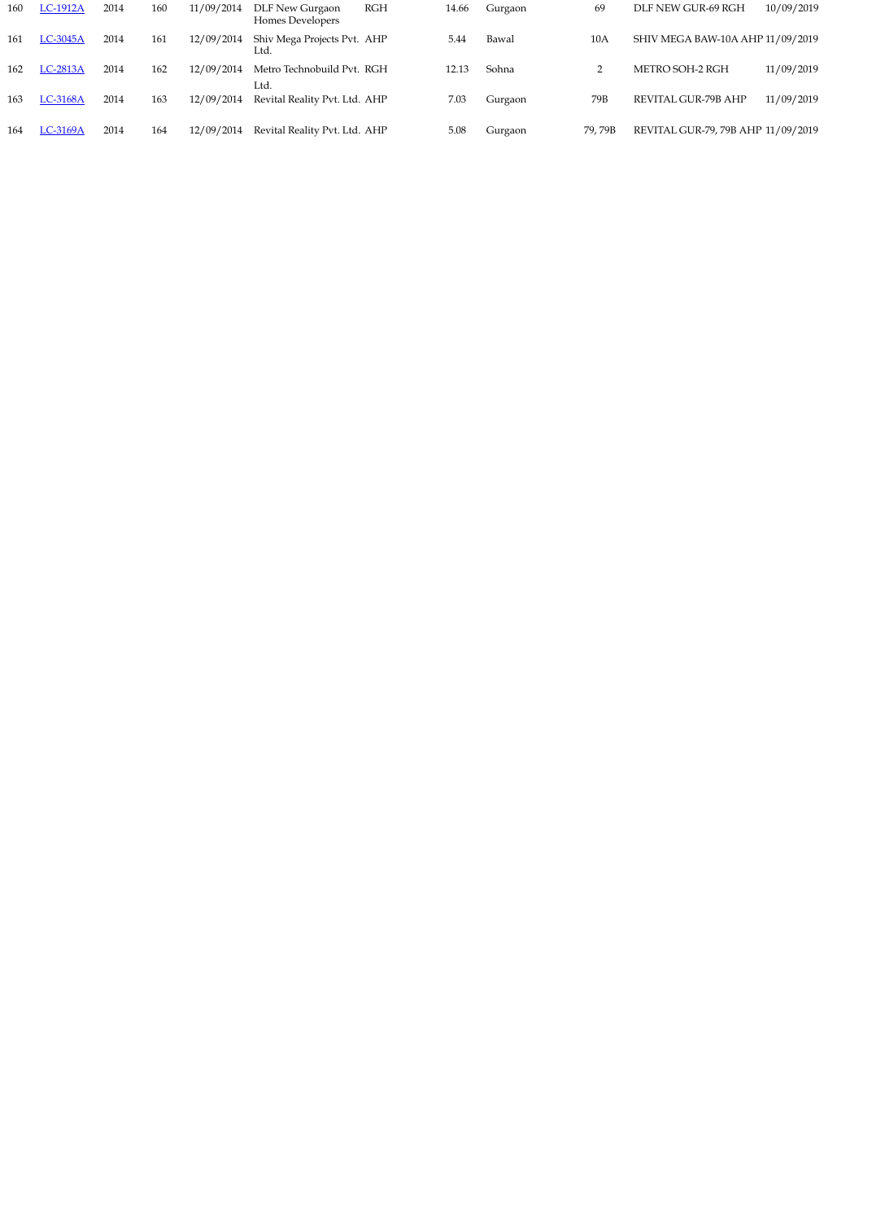| | | | | | | | | | | | |
|---|---|---|---|---|---|---|---|---|---|---|---|
| 160 | LC-1912A | 2014 | 160 | 11/09/2014 | DLF New Gurgaon Homes Developers | RGH | | 14.66 | Gurgaon | 69 | DLF NEW GUR-69 RGH | 10/09/2019 |
| 161 | LC-3045A | 2014 | 161 | 12/09/2014 | Shiv Mega Projects Pvt. Ltd. | AHP | | 5.44 | Bawal | 10A | SHIV MEGA BAW-10A AHP | 11/09/2019 |
| 162 | LC-2813A | 2014 | 162 | 12/09/2014 | Metro Technobuild Pvt. Ltd. | RGH | | 12.13 | Sohna | 2 | METRO SOH-2 RGH | 11/09/2019 |
| 163 | LC-3168A | 2014 | 163 | 12/09/2014 | Revital Reality Pvt. Ltd. | AHP | | 7.03 | Gurgaon | 79B | REVITAL GUR-79B AHP | 11/09/2019 |
| 164 | LC-3169A | 2014 | 164 | 12/09/2014 | Revital Reality Pvt. Ltd. | AHP | | 5.08 | Gurgaon | 79, 79B | REVITAL GUR-79, 79B AHP | 11/09/2019 |